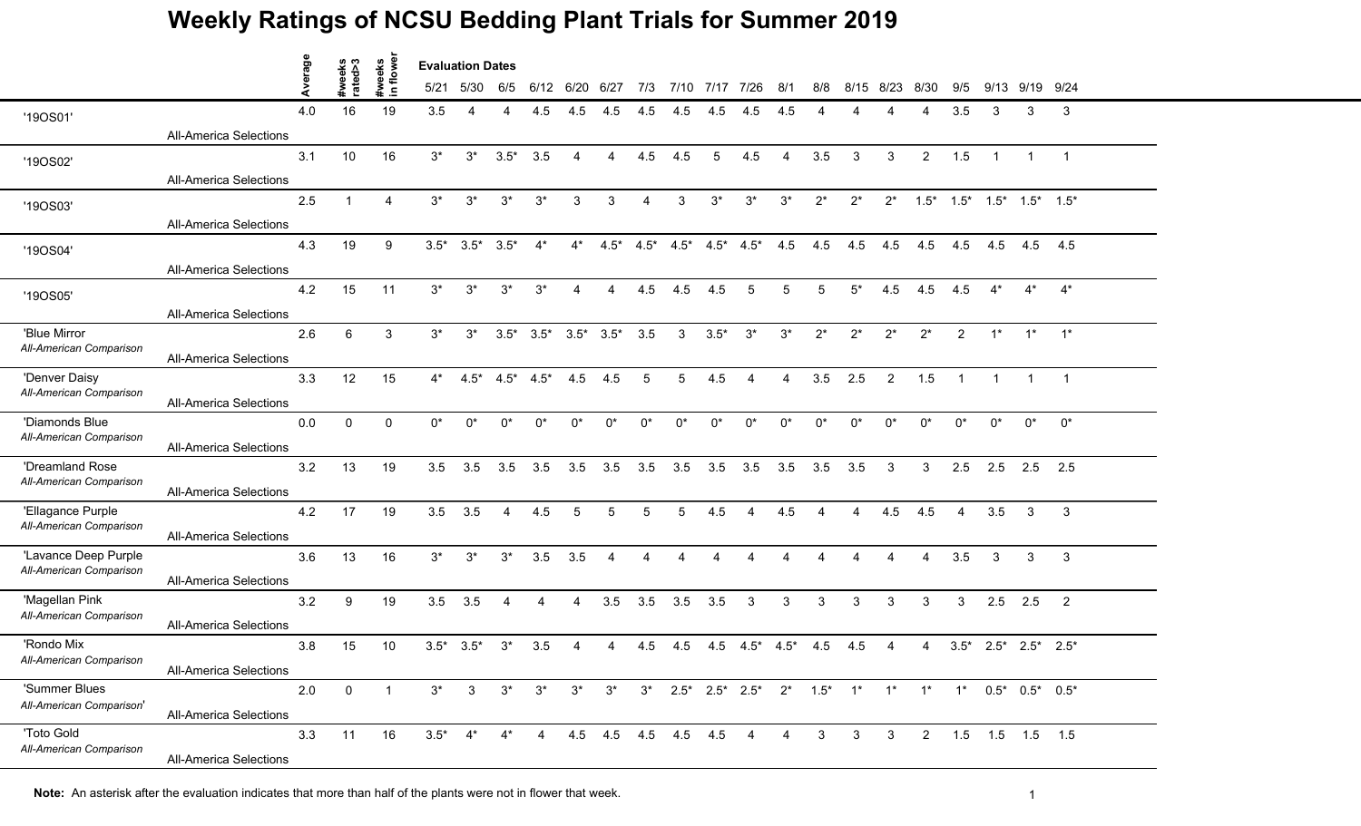# Weekly Ratings of NCSU Bedding Plant Trials for Summer 2019

| | | Average | #weeks rated>3 | #weeks in flower | 5/21 | 5/30 | 6/5 | 6/12 | 6/20 | 6/27 | 7/3 | 7/10 | 7/17 | 7/26 | 8/1 | 8/8 | 8/15 | 8/23 | 8/30 | 9/5 | 9/13 | 9/19 | 9/24 |
|---|---|---|---|---|---|---|---|---|---|---|---|---|---|---|---|---|---|---|---|---|---|---|---|
| | | | | | **Evaluation Dates** | | | | | | | | | | | | | | | | | | |
| '19OS01' | All-America Selections | 4.0 | 16 | 19 | 3.5 | 4 | 4 | 4.5 | 4.5 | 4.5 | 4.5 | 4.5 | 4.5 | 4.5 | 4.5 | 4 | 4 | 4 | 4 | 3.5 | 3 | 3 | 3 |
| '19OS02' | All-America Selections | 3.1 | 10 | 16 | 3* | 3* | 3.5* | 3.5 | 4 | 4 | 4.5 | 4.5 | 5 | 4.5 | 4 | 3.5 | 3 | 3 | 2 | 1.5 | 1 | 1 | 1 |
| '19OS03' | All-America Selections | 2.5 | 1 | 4 | 3* | 3* | 3* | 3* | 3 | 3 | 4 | 3 | 3* | 3* | 3* | 2* | 2* | 2* | 1.5* | 1.5* | 1.5* | 1.5* | 1.5* |
| '19OS04' | All-America Selections | 4.3 | 19 | 9 | 3.5* | 3.5* | 3.5* | 4* | 4* | 4.5* | 4.5* | 4.5* | 4.5* | 4.5* | 4.5 | 4.5 | 4.5 | 4.5 | 4.5 | 4.5 | 4.5 | 4.5 | 4.5 |
| '19OS05' | All-America Selections | 4.2 | 15 | 11 | 3* | 3* | 3* | 3* | 4 | 4 | 4.5 | 4.5 | 4.5 | 5 | 5 | 5 | 5* | 4.5 | 4.5 | 4.5 | 4* | 4* | 4* |
| 'Blue Mirror<br>*All-American Comparison* | All-America Selections | 2.6 | 6 | 3 | 3* | 3* | 3.5* | 3.5* | 3.5* | 3.5* | 3.5 | 3 | 3.5* | 3* | 3* | 2* | 2* | 2* | 2* | 2 | 1* | 1* | 1* |
| 'Denver Daisy<br>*All-American Comparison* | All-America Selections | 3.3 | 12 | 15 | 4* | 4.5* | 4.5* | 4.5* | 4.5 | 4.5 | 5 | 5 | 4.5 | 4 | 4 | 3.5 | 2.5 | 2 | 1.5 | 1 | 1 | 1 | 1 |
| 'Diamonds Blue<br>*All-American Comparison* | All-America Selections | 0.0 | 0 | 0 | 0* | 0* | 0* | 0* | 0* | 0* | 0* | 0* | 0* | 0* | 0* | 0* | 0* | 0* | 0* | 0* | 0* | 0* | 0* |
| 'Dreamland Rose<br>*All-American Comparison* | All-America Selections | 3.2 | 13 | 19 | 3.5 | 3.5 | 3.5 | 3.5 | 3.5 | 3.5 | 3.5 | 3.5 | 3.5 | 3.5 | 3.5 | 3.5 | 3.5 | 3 | 3 | 2.5 | 2.5 | 2.5 | 2.5 |
| 'Ellagance Purple<br>*All-American Comparison* | All-America Selections | 4.2 | 17 | 19 | 3.5 | 3.5 | 4 | 4.5 | 5 | 5 | 5 | 5 | 4.5 | 4 | 4.5 | 4 | 4 | 4.5 | 4.5 | 4 | 3.5 | 3 | 3 |
| 'Lavance Deep Purple<br>*All-American Comparison* | All-America Selections | 3.6 | 13 | 16 | 3* | 3* | 3* | 3.5 | 3.5 | 4 | 4 | 4 | 4 | 4 | 4 | 4 | 4 | 4 | 4 | 3.5 | 3 | 3 | 3 |
| 'Magellan Pink<br>*All-American Comparison* | All-America Selections | 3.2 | 9 | 19 | 3.5 | 3.5 | 4 | 4 | 4 | 3.5 | 3.5 | 3.5 | 3.5 | 3 | 3 | 3 | 3 | 3 | 3 | 3 | 2.5 | 2.5 | 2 |
| 'Rondo Mix<br>*All-American Comparison* | All-America Selections | 3.8 | 15 | 10 | 3.5* | 3.5* | 3* | 3.5 | 4 | 4 | 4.5 | 4.5 | 4.5 | 4.5* | 4.5* | 4.5 | 4.5 | 4 | 4 | 3.5* | 2.5* | 2.5* | 2.5* |
| 'Summer Blues<br>*All-American Comparison'* | All-America Selections | 2.0 | 0 | 1 | 3* | 3 | 3* | 3* | 3* | 3* | 3* | 2.5* | 2.5* | 2.5* | 2* | 1.5* | 1* | 1* | 1* | 1* | 0.5* | 0.5* | 0.5* |
| 'Toto Gold<br>*All-American Comparison* | All-America Selections | 3.3 | 11 | 16 | 3.5* | 4* | 4* | 4 | 4.5 | 4.5 | 4.5 | 4.5 | 4.5 | 4 | 4 | 3 | 3 | 3 | 2 | 1.5 | 1.5 | 1.5 | 1.5 |

**Note:** An asterisk after the evaluation indicates that more than half of the plants were not in flower that week.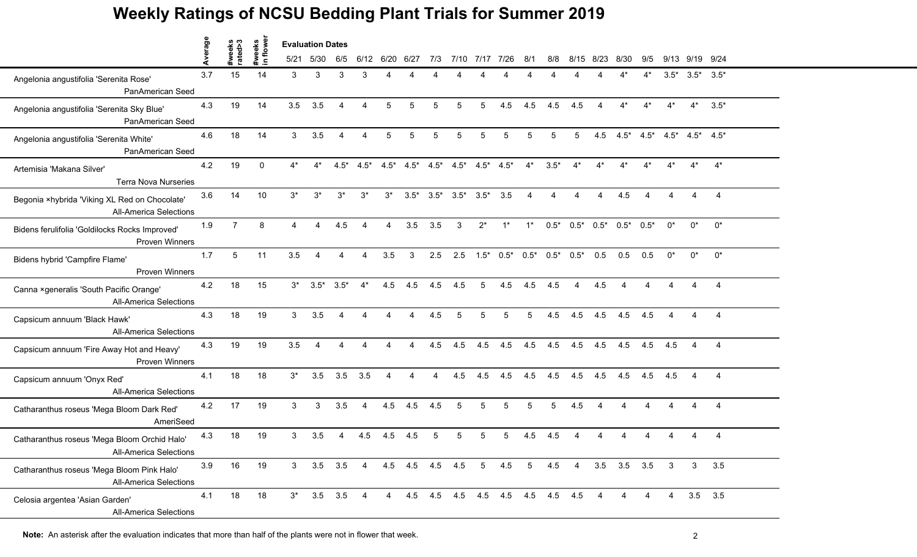# Weekly Ratings of NCSU Bedding Plant Trials for Summer 2019

| | Average | #weeks rated>3 | #weeks in flower | 5/21 | 5/30 | 6/5 | 6/12 | 6/20 | 6/27 | 7/3 | 7/10 | 7/17 | 7/26 | 8/1 | 8/8 | 8/15 | 8/23 | 8/30 | 9/5 | 9/13 | 9/19 | 9/24 |
|---|---|---|---|---|---|---|---|---|---|---|---|---|---|---|---|---|---|---|---|---|---|---|
| | | | | Evaluation Dates | | | | | | | | | | | | | | | | | | |
| Angelonia angustifolia 'Serenita Rose' PanAmerican Seed | 3.7 | 15 | 14 | 3 | 3 | 3 | 3 | 4 | 4 | 4 | 4 | 4 | 4 | 4 | 4 | 4 | 4 | 4* | 4* | 3.5* | 3.5* | 3.5* |
| Angelonia angustifolia 'Serenita Sky Blue' PanAmerican Seed | 4.3 | 19 | 14 | 3.5 | 3.5 | 4 | 4 | 5 | 5 | 5 | 5 | 5 | 4.5 | 4.5 | 4.5 | 4.5 | 4 | 4* | 4* | 4* | 4* | 3.5* |
| Angelonia angustifolia 'Serenita White' PanAmerican Seed | 4.6 | 18 | 14 | 3 | 3.5 | 4 | 4 | 5 | 5 | 5 | 5 | 5 | 5 | 5 | 5 | 5 | 4.5 | 4.5* | 4.5* | 4.5* | 4.5* | 4.5* |
| Artemisia 'Makana Silver' Terra Nova Nurseries | 4.2 | 19 | 0 | 4* | 4* | 4.5* | 4.5* | 4.5* | 4.5* | 4.5* | 4.5* | 4.5* | 4.5* | 4* | 3.5* | 4* | 4* | 4* | 4* | 4* | 4* | 4* |
| Begonia ×hybrida 'Viking XL Red on Chocolate' All-America Selections | 3.6 | 14 | 10 | 3* | 3* | 3* | 3* | 3* | 3.5* | 3.5* | 3.5* | 3.5* | 3.5 | 4 | 4 | 4 | 4 | 4.5 | 4 | 4 | 4 | 4 |
| Bidens ferulifolia 'Goldilocks Rocks Improved' Proven Winners | 1.9 | 7 | 8 | 4 | 4 | 4.5 | 4 | 4 | 3.5 | 3.5 | 3 | 2* | 1* | 1* | 0.5* | 0.5* | 0.5* | 0.5* | 0.5* | 0* | 0* | 0* |
| Bidens hybrid 'Campfire Flame' Proven Winners | 1.7 | 5 | 11 | 3.5 | 4 | 4 | 4 | 3.5 | 3 | 2.5 | 2.5 | 1.5* | 0.5* | 0.5* | 0.5* | 0.5* | 0.5 | 0.5 | 0.5 | 0* | 0* | 0* |
| Canna ×generalis 'South Pacific Orange' All-America Selections | 4.2 | 18 | 15 | 3* | 3.5* | 3.5* | 4* | 4.5 | 4.5 | 4.5 | 4.5 | 5 | 4.5 | 4.5 | 4.5 | 4 | 4.5 | 4 | 4 | 4 | 4 | 4 |
| Capsicum annuum 'Black Hawk' All-America Selections | 4.3 | 18 | 19 | 3 | 3.5 | 4 | 4 | 4 | 4 | 4.5 | 5 | 5 | 5 | 5 | 4.5 | 4.5 | 4.5 | 4.5 | 4.5 | 4 | 4 | 4 |
| Capsicum annuum 'Fire Away Hot and Heavy' Proven Winners | 4.3 | 19 | 19 | 3.5 | 4 | 4 | 4 | 4 | 4 | 4.5 | 4.5 | 4.5 | 4.5 | 4.5 | 4.5 | 4.5 | 4.5 | 4.5 | 4.5 | 4.5 | 4 | 4 |
| Capsicum annuum 'Onyx Red' All-America Selections | 4.1 | 18 | 18 | 3* | 3.5 | 3.5 | 3.5 | 4 | 4 | 4 | 4.5 | 4.5 | 4.5 | 4.5 | 4.5 | 4.5 | 4.5 | 4.5 | 4.5 | 4.5 | 4 | 4 |
| Catharanthus roseus 'Mega Bloom Dark Red' AmeriSeed | 4.2 | 17 | 19 | 3 | 3 | 3.5 | 4 | 4.5 | 4.5 | 4.5 | 5 | 5 | 5 | 5 | 5 | 4.5 | 4 | 4 | 4 | 4 | 4 | 4 |
| Catharanthus roseus 'Mega Bloom Orchid Halo' All-America Selections | 4.3 | 18 | 19 | 3 | 3.5 | 4 | 4.5 | 4.5 | 4.5 | 5 | 5 | 5 | 5 | 4.5 | 4.5 | 4 | 4 | 4 | 4 | 4 | 4 | 4 |
| Catharanthus roseus 'Mega Bloom Pink Halo' All-America Selections | 3.9 | 16 | 19 | 3 | 3.5 | 3.5 | 4 | 4.5 | 4.5 | 4.5 | 4.5 | 5 | 4.5 | 5 | 4.5 | 4 | 3.5 | 3.5 | 3.5 | 3 | 3 | 3.5 |
| Celosia argentea 'Asian Garden' All-America Selections | 4.1 | 18 | 18 | 3* | 3.5 | 3.5 | 4 | 4 | 4.5 | 4.5 | 4.5 | 4.5 | 4.5 | 4.5 | 4.5 | 4.5 | 4 | 4 | 4 | 4 | 3.5 | 3.5 |

**Note:** An asterisk after the evaluation indicates that more than half of the plants were not in flower that week.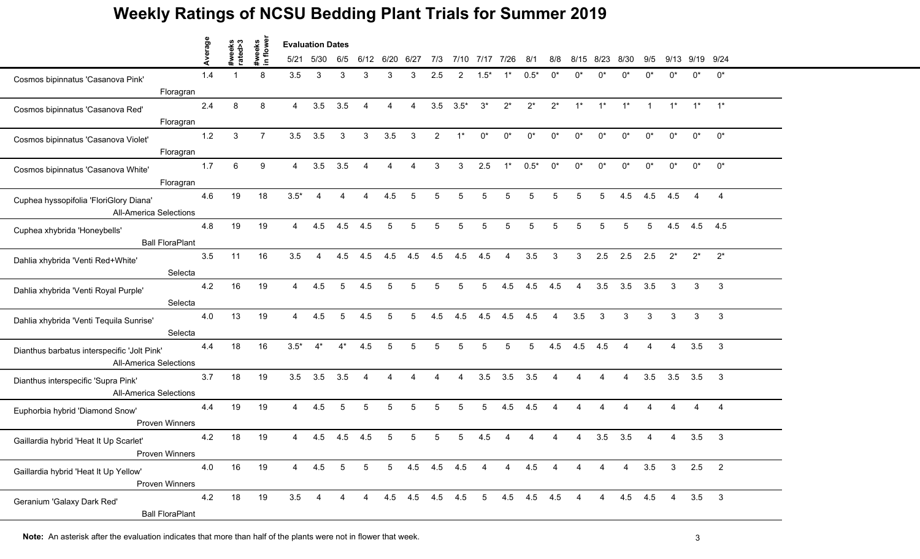# Weekly Ratings of NCSU Bedding Plant Trials for Summer 2019

| | Average | #weeks rated>3 | #weeks in flower | 5/21 | 5/30 | 6/5 | 6/12 | 6/20 | 6/27 | 7/3 | 7/10 | 7/17 | 7/26 | 8/1 | 8/8 | 8/15 | 8/23 | 8/30 | 9/5 | 9/13 | 9/19 | 9/24 |
|---|---|---|---|---|---|---|---|---|---|---|---|---|---|---|---|---|---|---|---|---|---|---|
| | | | | Evaluation Dates | | | | | | | | | | | | | | | | | | |
| Cosmos bipinnatus 'Casanova Pink' Floragran | 1.4 | 1 | 8 | 3.5 | 3 | 3 | 3 | 3 | 3 | 2.5 | 2 | 1.5* | 1* | 0.5* | 0* | 0* | 0* | 0* | 0* | 0* | 0* | 0* |
| Cosmos bipinnatus 'Casanova Red' Floragran | 2.4 | 8 | 8 | 4 | 3.5 | 3.5 | 4 | 4 | 4 | 3.5 | 3.5* | 3* | 2* | 2* | 2* | 1* | 1* | 1* | 1 | 1* | 1* | 1* |
| Cosmos bipinnatus 'Casanova Violet' Floragran | 1.2 | 3 | 7 | 3.5 | 3.5 | 3 | 3 | 3.5 | 3 | 2 | 1* | 0* | 0* | 0* | 0* | 0* | 0* | 0* | 0* | 0* | 0* | 0* |
| Cosmos bipinnatus 'Casanova White' Floragran | 1.7 | 6 | 9 | 4 | 3.5 | 3.5 | 4 | 4 | 4 | 3 | 3 | 2.5 | 1* | 0.5* | 0* | 0* | 0* | 0* | 0* | 0* | 0* | 0* |
| Cuphea hyssopifolia 'FloriGlory Diana' All-America Selections | 4.6 | 19 | 18 | 3.5* | 4 | 4 | 4 | 4.5 | 5 | 5 | 5 | 5 | 5 | 5 | 5 | 5 | 5 | 4.5 | 4.5 | 4.5 | 4 | 4 |
| Cuphea xhybrida 'Honeybells' Ball FloraPlant | 4.8 | 19 | 19 | 4 | 4.5 | 4.5 | 4.5 | 5 | 5 | 5 | 5 | 5 | 5 | 5 | 5 | 5 | 5 | 5 | 5 | 4.5 | 4.5 | 4.5 |
| Dahlia xhybrida 'Venti Red+White' Selecta | 3.5 | 11 | 16 | 3.5 | 4 | 4.5 | 4.5 | 4.5 | 4.5 | 4.5 | 4.5 | 4.5 | 4 | 3.5 | 3 | 3 | 2.5 | 2.5 | 2.5 | 2* | 2* | 2* |
| Dahlia xhybrida 'Venti Royal Purple' Selecta | 4.2 | 16 | 19 | 4 | 4.5 | 5 | 4.5 | 5 | 5 | 5 | 5 | 5 | 4.5 | 4.5 | 4.5 | 4 | 3.5 | 3.5 | 3.5 | 3 | 3 | 3 |
| Dahlia xhybrida 'Venti Tequila Sunrise' Selecta | 4.0 | 13 | 19 | 4 | 4.5 | 5 | 4.5 | 5 | 5 | 4.5 | 4.5 | 4.5 | 4.5 | 4.5 | 4 | 3.5 | 3 | 3 | 3 | 3 | 3 | 3 |
| Dianthus barbatus interspecific 'Jolt Pink' All-America Selections | 4.4 | 18 | 16 | 3.5* | 4* | 4* | 4.5 | 5 | 5 | 5 | 5 | 5 | 5 | 5 | 4.5 | 4.5 | 4.5 | 4 | 4 | 4 | 3.5 | 3 |
| Dianthus interspecific 'Supra Pink' All-America Selections | 3.7 | 18 | 19 | 3.5 | 3.5 | 3.5 | 4 | 4 | 4 | 4 | 4 | 3.5 | 3.5 | 3.5 | 4 | 4 | 4 | 4 | 3.5 | 3.5 | 3.5 | 3 |
| Euphorbia hybrid 'Diamond Snow' Proven Winners | 4.4 | 19 | 19 | 4 | 4.5 | 5 | 5 | 5 | 5 | 5 | 5 | 5 | 4.5 | 4.5 | 4 | 4 | 4 | 4 | 4 | 4 | 4 | 4 |
| Gaillardia hybrid 'Heat It Up Scarlet' Proven Winners | 4.2 | 18 | 19 | 4 | 4.5 | 4.5 | 4.5 | 5 | 5 | 5 | 5 | 4.5 | 4 | 4 | 4 | 4 | 3.5 | 3.5 | 4 | 4 | 3.5 | 3 |
| Gaillardia hybrid 'Heat It Up Yellow' Proven Winners | 4.0 | 16 | 19 | 4 | 4.5 | 5 | 5 | 5 | 4.5 | 4.5 | 4.5 | 4 | 4 | 4.5 | 4 | 4 | 4 | 4 | 3.5 | 3 | 2.5 | 2 |
| Geranium 'Galaxy Dark Red' Ball FloraPlant | 4.2 | 18 | 19 | 3.5 | 4 | 4 | 4 | 4.5 | 4.5 | 4.5 | 4.5 | 5 | 4.5 | 4.5 | 4.5 | 4 | 4 | 4.5 | 4.5 | 4 | 3.5 | 3 |

**Note:** An asterisk after the evaluation indicates that more than half of the plants were not in flower that week.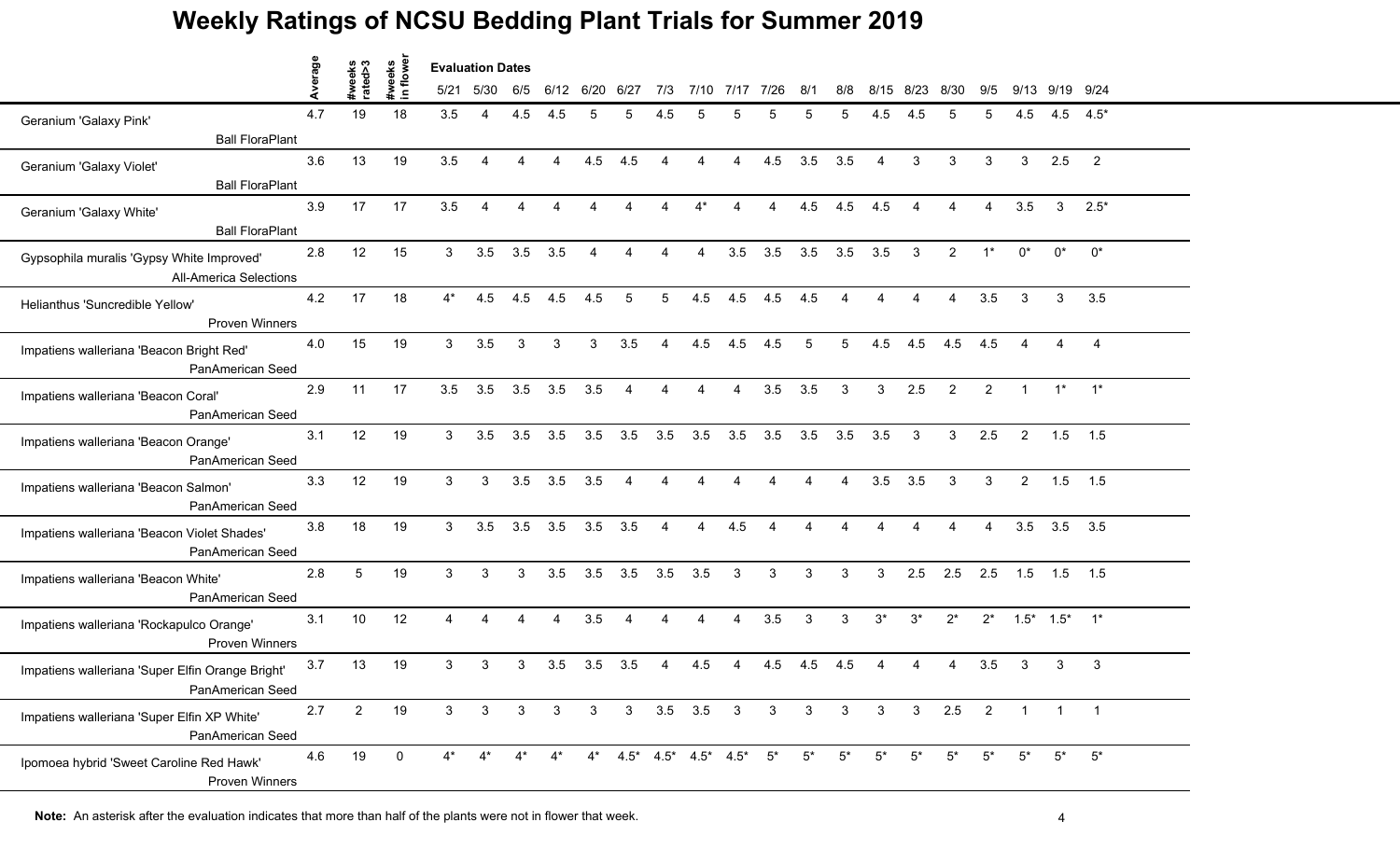# Weekly Ratings of NCSU Bedding Plant Trials for Summer 2019

| | Average | #weeks rated>3 | #weeks in flower | Evaluation Dates 5/21 | 5/30 | 6/5 | 6/12 | 6/20 | 6/27 | 7/3 | 7/10 | 7/17 | 7/26 | 8/1 | 8/8 | 8/15 | 8/23 | 8/30 | 9/5 | 9/13 | 9/19 | 9/24 |
|---|---|---|---|---|---|---|---|---|---|---|---|---|---|---|---|---|---|---|---|---|---|---|
| Geranium 'Galaxy Pink' Ball FloraPlant | 4.7 | 19 | 18 | 3.5 | 4 | 4.5 | 4.5 | 5 | 5 | 4.5 | 5 | 5 | 5 | 5 | 5 | 4.5 | 4.5 | 5 | 5 | 4.5 | 4.5 | 4.5* |
| Geranium 'Galaxy Violet' Ball FloraPlant | 3.6 | 13 | 19 | 3.5 | 4 | 4 | 4 | 4.5 | 4.5 | 4 | 4 | 4 | 4.5 | 3.5 | 3.5 | 4 | 3 | 3 | 3 | 3 | 2.5 | 2 |
| Geranium 'Galaxy White' Ball FloraPlant | 3.9 | 17 | 17 | 3.5 | 4 | 4 | 4 | 4 | 4 | 4 | 4* | 4 | 4 | 4.5 | 4.5 | 4.5 | 4 | 4 | 4 | 3.5 | 3 | 2.5* |
| Gypsophila muralis 'Gypsy White Improved' All-America Selections | 2.8 | 12 | 15 | 3 | 3.5 | 3.5 | 3.5 | 4 | 4 | 4 | 4 | 3.5 | 3.5 | 3.5 | 3.5 | 3.5 | 3 | 2 | 1* | 0* | 0* | 0* |
| Helianthus 'Suncredible Yellow' Proven Winners | 4.2 | 17 | 18 | 4* | 4.5 | 4.5 | 4.5 | 4.5 | 5 | 5 | 4.5 | 4.5 | 4.5 | 4.5 | 4 | 4 | 4 | 4 | 3.5 | 3 | 3 | 3.5 |
| Impatiens walleriana 'Beacon Bright Red' PanAmerican Seed | 4.0 | 15 | 19 | 3 | 3.5 | 3 | 3 | 3 | 3.5 | 4 | 4.5 | 4.5 | 4.5 | 5 | 5 | 4.5 | 4.5 | 4.5 | 4.5 | 4 | 4 | 4 |
| Impatiens walleriana 'Beacon Coral' PanAmerican Seed | 2.9 | 11 | 17 | 3.5 | 3.5 | 3.5 | 3.5 | 3.5 | 4 | 4 | 4 | 4 | 3.5 | 3.5 | 3 | 3 | 2.5 | 2 | 2 | 1 | 1* | 1* |
| Impatiens walleriana 'Beacon Orange' PanAmerican Seed | 3.1 | 12 | 19 | 3 | 3.5 | 3.5 | 3.5 | 3.5 | 3.5 | 3.5 | 3.5 | 3.5 | 3.5 | 3.5 | 3.5 | 3.5 | 3 | 3 | 2.5 | 2 | 1.5 | 1.5 |
| Impatiens walleriana 'Beacon Salmon' PanAmerican Seed | 3.3 | 12 | 19 | 3 | 3 | 3.5 | 3.5 | 3.5 | 4 | 4 | 4 | 4 | 4 | 4 | 4 | 3.5 | 3.5 | 3 | 3 | 2 | 1.5 | 1.5 |
| Impatiens walleriana 'Beacon Violet Shades' PanAmerican Seed | 3.8 | 18 | 19 | 3 | 3.5 | 3.5 | 3.5 | 3.5 | 3.5 | 4 | 4 | 4.5 | 4 | 4 | 4 | 4 | 4 | 4 | 4 | 3.5 | 3.5 | 3.5 |
| Impatiens walleriana 'Beacon White' PanAmerican Seed | 2.8 | 5 | 19 | 3 | 3 | 3 | 3.5 | 3.5 | 3.5 | 3.5 | 3.5 | 3 | 3 | 3 | 3 | 3 | 2.5 | 2.5 | 2.5 | 1.5 | 1.5 | 1.5 |
| Impatiens walleriana 'Rockapulco Orange' Proven Winners | 3.1 | 10 | 12 | 4 | 4 | 4 | 4 | 3.5 | 4 | 4 | 4 | 4 | 3.5 | 3 | 3 | 3* | 3* | 2* | 2* | 1.5* | 1.5* | 1* |
| Impatiens walleriana 'Super Elfin Orange Bright' PanAmerican Seed | 3.7 | 13 | 19 | 3 | 3 | 3 | 3.5 | 3.5 | 3.5 | 4 | 4.5 | 4 | 4.5 | 4.5 | 4.5 | 4 | 4 | 4 | 3.5 | 3 | 3 | 3 |
| Impatiens walleriana 'Super Elfin XP White' PanAmerican Seed | 2.7 | 2 | 19 | 3 | 3 | 3 | 3 | 3 | 3 | 3.5 | 3.5 | 3 | 3 | 3 | 3 | 3 | 3 | 2.5 | 2 | 1 | 1 | 1 |
| Ipomoea hybrid 'Sweet Caroline Red Hawk' Proven Winners | 4.6 | 19 | 0 | 4* | 4* | 4* | 4* | 4* | 4.5* | 4.5* | 4.5* | 4.5* | 5* | 5* | 5* | 5* | 5* | 5* | 5* | 5* | 5* | 5* |

**Note:** An asterisk after the evaluation indicates that more than half of the plants were not in flower that week.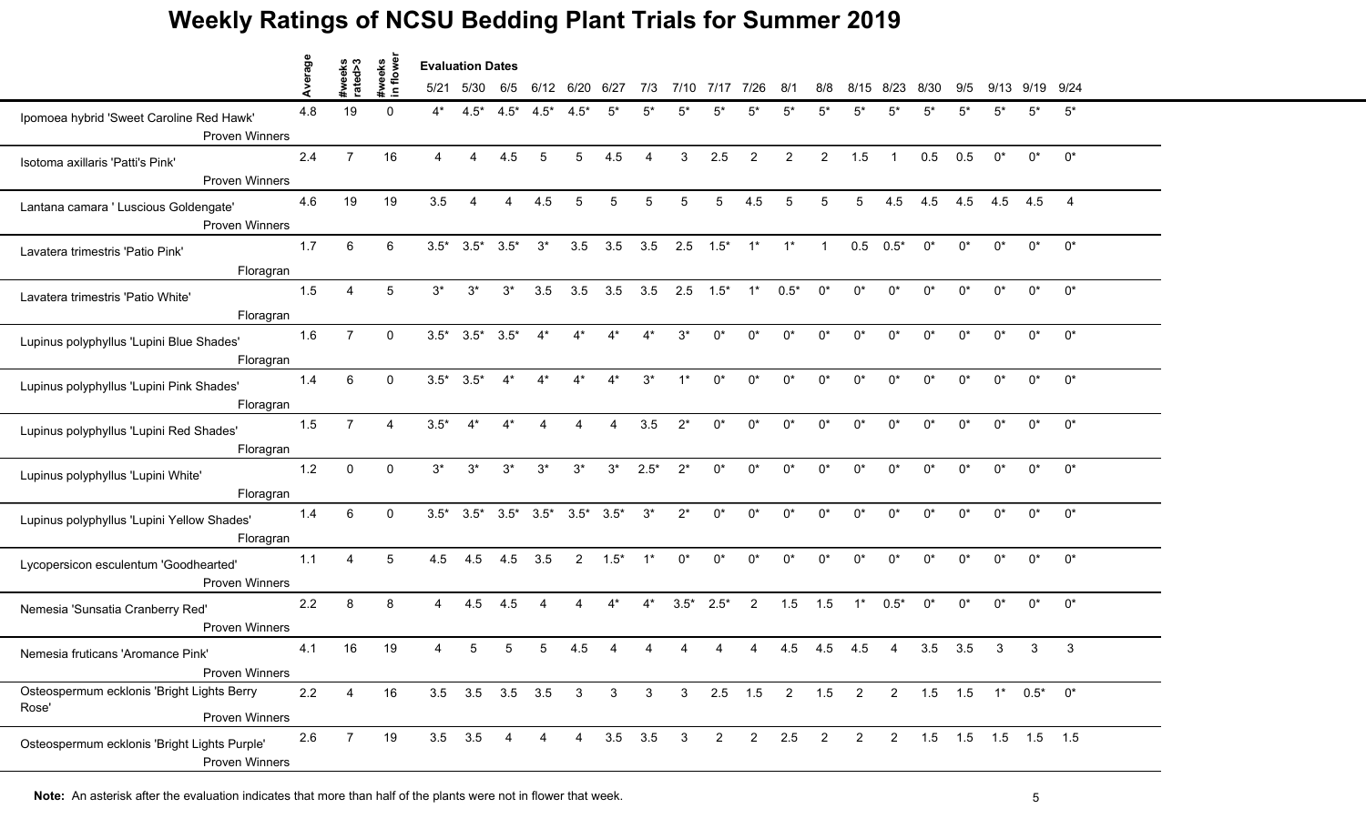# Weekly Ratings of NCSU Bedding Plant Trials for Summer 2019

| | Average | #weeks rated>3 | #weeks in flower | Evaluation Dates | | | | | | | | | | | | | | | | | | |
|---|---|---|---|---|---|---|---|---|---|---|---|---|---|---|---|---|---|---|---|---|---|---|
| | | | | 5/21 | 5/30 | 6/5 | 6/12 | 6/20 | 6/27 | 7/3 | 7/10 | 7/17 | 7/26 | 8/1 | 8/8 | 8/15 | 8/23 | 8/30 | 9/5 | 9/13 | 9/19 | 9/24 |
| Ipomoea hybrid 'Sweet Caroline Red Hawk' Proven Winners | 4.8 | 19 | 0 | 4* | 4.5* | 4.5* | 4.5* | 4.5* | 5* | 5* | 5* | 5* | 5* | 5* | 5* | 5* | 5* | 5* | 5* | 5* | 5* | 5* |
| Isotoma axillaris 'Patti's Pink' Proven Winners | 2.4 | 7 | 16 | 4 | 4 | 4.5 | 5 | 5 | 4.5 | 4 | 3 | 2.5 | 2 | 2 | 2 | 1.5 | 1 | 0.5 | 0.5 | 0* | 0* | 0* |
| Lantana camara ' Luscious Goldengate' Proven Winners | 4.6 | 19 | 19 | 3.5 | 4 | 4 | 4.5 | 5 | 5 | 5 | 5 | 5 | 4.5 | 5 | 5 | 5 | 4.5 | 4.5 | 4.5 | 4.5 | 4.5 | 4 |
| Lavatera trimestris 'Patio Pink' Floragran | 1.7 | 6 | 6 | 3.5* | 3.5* | 3.5* | 3* | 3.5 | 3.5 | 3.5 | 2.5 | 1.5* | 1* | 1* | 1 | 0.5 | 0.5* | 0* | 0* | 0* | 0* | 0* |
| Lavatera trimestris 'Patio White' Floragran | 1.5 | 4 | 5 | 3* | 3* | 3* | 3.5 | 3.5 | 3.5 | 3.5 | 2.5 | 1.5* | 1* | 0.5* | 0* | 0* | 0* | 0* | 0* | 0* | 0* | 0* |
| Lupinus polyphyllus 'Lupini Blue Shades' Floragran | 1.6 | 7 | 0 | 3.5* | 3.5* | 3.5* | 4* | 4* | 4* | 4* | 3* | 0* | 0* | 0* | 0* | 0* | 0* | 0* | 0* | 0* | 0* | 0* |
| Lupinus polyphyllus 'Lupini Pink Shades' Floragran | 1.4 | 6 | 0 | 3.5* | 3.5* | 4* | 4* | 4* | 4* | 3* | 1* | 0* | 0* | 0* | 0* | 0* | 0* | 0* | 0* | 0* | 0* | 0* |
| Lupinus polyphyllus 'Lupini Red Shades' Floragran | 1.5 | 7 | 4 | 3.5* | 4* | 4* | 4 | 4 | 4 | 3.5 | 2* | 0* | 0* | 0* | 0* | 0* | 0* | 0* | 0* | 0* | 0* | 0* |
| Lupinus polyphyllus 'Lupini White' Floragran | 1.2 | 0 | 0 | 3* | 3* | 3* | 3* | 3* | 3* | 2.5* | 2* | 0* | 0* | 0* | 0* | 0* | 0* | 0* | 0* | 0* | 0* | 0* |
| Lupinus polyphyllus 'Lupini Yellow Shades' Floragran | 1.4 | 6 | 0 | 3.5* | 3.5* | 3.5* | 3.5* | 3.5* | 3.5* | 3* | 2* | 0* | 0* | 0* | 0* | 0* | 0* | 0* | 0* | 0* | 0* | 0* |
| Lycopersicon esculentum 'Goodhearted' Proven Winners | 1.1 | 4 | 5 | 4.5 | 4.5 | 4.5 | 3.5 | 2 | 1.5* | 1* | 0* | 0* | 0* | 0* | 0* | 0* | 0* | 0* | 0* | 0* | 0* | 0* |
| Nemesia 'Sunsatia Cranberry Red' Proven Winners | 2.2 | 8 | 8 | 4 | 4.5 | 4.5 | 4 | 4 | 4* | 4* | 3.5* | 2.5* | 2 | 1.5 | 1.5 | 1* | 0.5* | 0* | 0* | 0* | 0* | 0* |
| Nemesia fruticans 'Aromance Pink' Proven Winners | 4.1 | 16 | 19 | 4 | 5 | 5 | 5 | 4.5 | 4 | 4 | 4 | 4 | 4 | 4.5 | 4.5 | 4.5 | 4 | 3.5 | 3.5 | 3 | 3 | 3 |
| Osteospermum ecklonis 'Bright Lights Berry Rose' Proven Winners | 2.2 | 4 | 16 | 3.5 | 3.5 | 3.5 | 3.5 | 3 | 3 | 3 | 3 | 2.5 | 1.5 | 2 | 1.5 | 2 | 2 | 1.5 | 1.5 | 1* | 0.5* | 0* |
| Osteospermum ecklonis 'Bright Lights Purple' Proven Winners | 2.6 | 7 | 19 | 3.5 | 3.5 | 4 | 4 | 4 | 3.5 | 3.5 | 3 | 2 | 2 | 2.5 | 2 | 2 | 2 | 1.5 | 1.5 | 1.5 | 1.5 | 1.5 |

**Note:** An asterisk after the evaluation indicates that more than half of the plants were not in flower that week.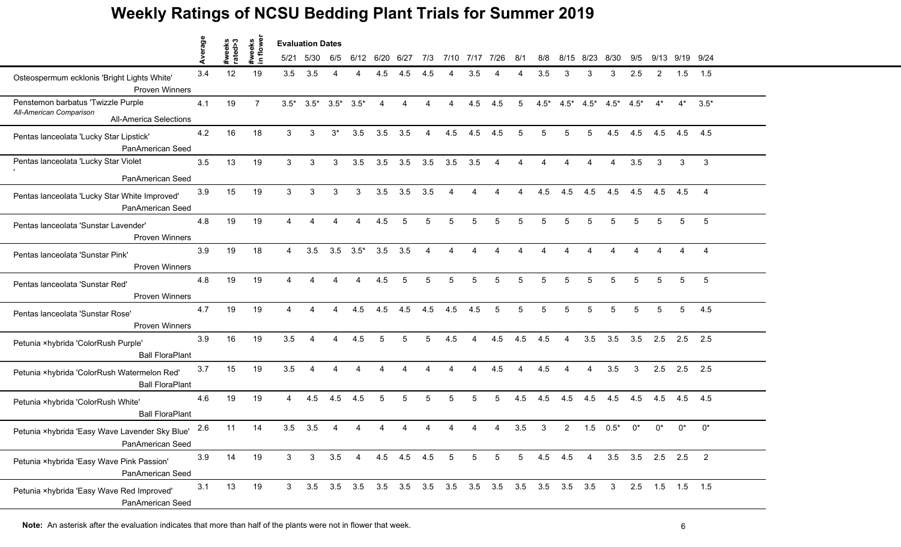# Weekly Ratings of NCSU Bedding Plant Trials for Summer 2019

| | Average | #weeks rated>3 | #weeks in flower | 5/21 | 5/30 | 6/5 | 6/12 | 6/20 | 6/27 | 7/3 | 7/10 | 7/17 | 7/26 | 8/1 | 8/8 | 8/15 | 8/23 | 8/30 | 9/5 | 9/13 | 9/19 | 9/24 |
|---|---|---|---|---|---|---|---|---|---|---|---|---|---|---|---|---|---|---|---|---|---|---|
| | | | | **Evaluation Dates** | | | | | | | | | | | | | | | | | | |
| Osteospermum ecklonis 'Bright Lights White' Proven Winners | 3.4 | 12 | 19 | 3.5 | 3.5 | 4 | 4 | 4.5 | 4.5 | 4.5 | 4 | 3.5 | 4 | 4 | 3.5 | 3 | 3 | 3 | 2.5 | 2 | 1.5 | 1.5 |
| Penstemon barbatus 'Twizzle Purple *All-American Comparison* All-America Selections | 4.1 | 19 | 7 | 3.5* | 3.5* | 3.5* | 3.5* | 4 | 4 | 4 | 4 | 4.5 | 4.5 | 5 | 4.5* | 4.5* | 4.5* | 4.5* | 4.5* | 4* | 4* | 3.5* |
| Pentas lanceolata 'Lucky Star Lipstick' PanAmerican Seed | 4.2 | 16 | 18 | 3 | 3 | 3* | 3.5 | 3.5 | 3.5 | 4 | 4.5 | 4.5 | 4.5 | 5 | 5 | 5 | 5 | 4.5 | 4.5 | 4.5 | 4.5 | 4.5 |
| Pentas lanceolata 'Lucky Star Violet ' PanAmerican Seed | 3.5 | 13 | 19 | 3 | 3 | 3 | 3.5 | 3.5 | 3.5 | 3.5 | 3.5 | 3.5 | 4 | 4 | 4 | 4 | 4 | 4 | 3.5 | 3 | 3 | 3 |
| Pentas lanceolata 'Lucky Star White Improved' PanAmerican Seed | 3.9 | 15 | 19 | 3 | 3 | 3 | 3 | 3.5 | 3.5 | 3.5 | 4 | 4 | 4 | 4 | 4.5 | 4.5 | 4.5 | 4.5 | 4.5 | 4.5 | 4.5 | 4 |
| Pentas lanceolata 'Sunstar Lavender' Proven Winners | 4.8 | 19 | 19 | 4 | 4 | 4 | 4 | 4.5 | 5 | 5 | 5 | 5 | 5 | 5 | 5 | 5 | 5 | 5 | 5 | 5 | 5 | 5 |
| Pentas lanceolata 'Sunstar Pink' Proven Winners | 3.9 | 19 | 18 | 4 | 3.5 | 3.5 | 3.5* | 3.5 | 3.5 | 4 | 4 | 4 | 4 | 4 | 4 | 4 | 4 | 4 | 4 | 4 | 4 | 4 |
| Pentas lanceolata 'Sunstar Red' Proven Winners | 4.8 | 19 | 19 | 4 | 4 | 4 | 4 | 4.5 | 5 | 5 | 5 | 5 | 5 | 5 | 5 | 5 | 5 | 5 | 5 | 5 | 5 | 5 |
| Pentas lanceolata 'Sunstar Rose' Proven Winners | 4.7 | 19 | 19 | 4 | 4 | 4 | 4.5 | 4.5 | 4.5 | 4.5 | 4.5 | 4.5 | 5 | 5 | 5 | 5 | 5 | 5 | 5 | 5 | 5 | 4.5 |
| Petunia ×hybrida 'ColorRush Purple' Ball FloraPlant | 3.9 | 16 | 19 | 3.5 | 4 | 4 | 4.5 | 5 | 5 | 5 | 4.5 | 4 | 4.5 | 4.5 | 4.5 | 4 | 3.5 | 3.5 | 3.5 | 2.5 | 2.5 | 2.5 |
| Petunia ×hybrida 'ColorRush Watermelon Red' Ball FloraPlant | 3.7 | 15 | 19 | 3.5 | 4 | 4 | 4 | 4 | 4 | 4 | 4 | 4 | 4.5 | 4 | 4.5 | 4 | 4 | 3.5 | 3 | 2.5 | 2.5 | 2.5 |
| Petunia ×hybrida 'ColorRush White' Ball FloraPlant | 4.6 | 19 | 19 | 4 | 4.5 | 4.5 | 4.5 | 5 | 5 | 5 | 5 | 5 | 5 | 4.5 | 4.5 | 4.5 | 4.5 | 4.5 | 4.5 | 4.5 | 4.5 | 4.5 |
| Petunia ×hybrida 'Easy Wave Lavender Sky Blue' PanAmerican Seed | 2.6 | 11 | 14 | 3.5 | 3.5 | 4 | 4 | 4 | 4 | 4 | 4 | 4 | 4 | 3.5 | 3 | 2 | 1.5 | 0.5* | 0* | 0* | 0* | 0* |
| Petunia ×hybrida 'Easy Wave Pink Passion' PanAmerican Seed | 3.9 | 14 | 19 | 3 | 3 | 3.5 | 4 | 4.5 | 4.5 | 4.5 | 5 | 5 | 5 | 5 | 4.5 | 4.5 | 4 | 3.5 | 3.5 | 2.5 | 2.5 | 2 |
| Petunia ×hybrida 'Easy Wave Red Improved' PanAmerican Seed | 3.1 | 13 | 19 | 3 | 3.5 | 3.5 | 3.5 | 3.5 | 3.5 | 3.5 | 3.5 | 3.5 | 3.5 | 3.5 | 3.5 | 3.5 | 3.5 | 3 | 2.5 | 1.5 | 1.5 | 1.5 |

**Note:** An asterisk after the evaluation indicates that more than half of the plants were not in flower that week.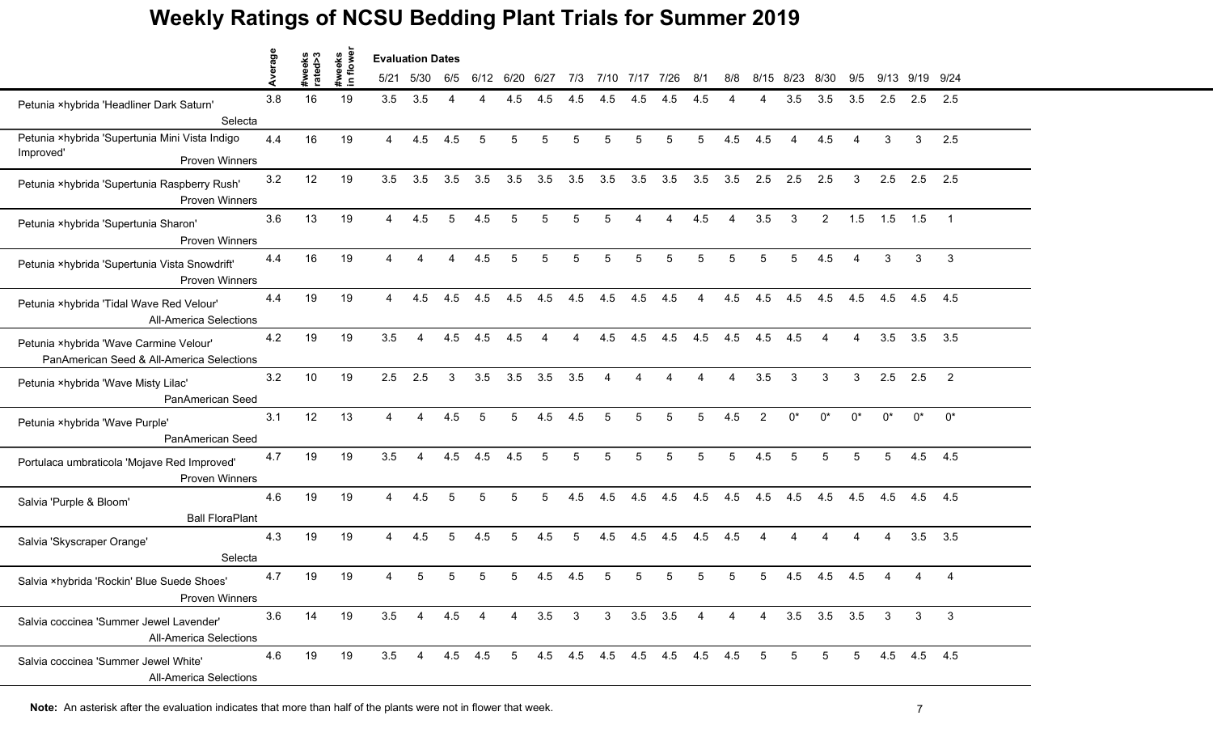# Weekly Ratings of NCSU Bedding Plant Trials for Summer 2019

| | Average | #weeks rated>3 | #weeks in flower | Evaluation Dates | | | | | | | | | | | | | | | | | | |
|---|---|---|---|---|---|---|---|---|---|---|---|---|---|---|---|---|---|---|---|---|---|---|
| | | | | 5/21 | 5/30 | 6/5 | 6/12 | 6/20 | 6/27 | 7/3 | 7/10 | 7/17 | 7/26 | 8/1 | 8/8 | 8/15 | 8/23 | 8/30 | 9/5 | 9/13 | 9/19 | 9/24 |
| Petunia ×hybrida 'Headliner Dark Saturn' Selecta | 3.8 | 16 | 19 | 3.5 | 3.5 | 4 | 4 | 4.5 | 4.5 | 4.5 | 4.5 | 4.5 | 4.5 | 4.5 | 4 | 4 | 3.5 | 3.5 | 3.5 | 2.5 | 2.5 | 2.5 |
| Petunia ×hybrida 'Supertunia Mini Vista Indigo Improved' Proven Winners | 4.4 | 16 | 19 | 4 | 4.5 | 4.5 | 5 | 5 | 5 | 5 | 5 | 5 | 5 | 5 | 4.5 | 4.5 | 4 | 4.5 | 4 | 3 | 3 | 2.5 |
| Petunia ×hybrida 'Supertunia Raspberry Rush' Proven Winners | 3.2 | 12 | 19 | 3.5 | 3.5 | 3.5 | 3.5 | 3.5 | 3.5 | 3.5 | 3.5 | 3.5 | 3.5 | 3.5 | 3.5 | 2.5 | 2.5 | 2.5 | 3 | 2.5 | 2.5 | 2.5 |
| Petunia ×hybrida 'Supertunia Sharon' Proven Winners | 3.6 | 13 | 19 | 4 | 4.5 | 5 | 4.5 | 5 | 5 | 5 | 5 | 4 | 4 | 4.5 | 4 | 3.5 | 3 | 2 | 1.5 | 1.5 | 1.5 | 1 |
| Petunia ×hybrida 'Supertunia Vista Snowdrift' Proven Winners | 4.4 | 16 | 19 | 4 | 4 | 4 | 4.5 | 5 | 5 | 5 | 5 | 5 | 5 | 5 | 5 | 5 | 5 | 4.5 | 4 | 3 | 3 | 3 |
| Petunia ×hybrida 'Tidal Wave Red Velour' All-America Selections | 4.4 | 19 | 19 | 4 | 4.5 | 4.5 | 4.5 | 4.5 | 4.5 | 4.5 | 4.5 | 4.5 | 4.5 | 4 | 4.5 | 4.5 | 4.5 | 4.5 | 4.5 | 4.5 | 4.5 | 4.5 |
| Petunia ×hybrida 'Wave Carmine Velour' PanAmerican Seed & All-America Selections | 4.2 | 19 | 19 | 3.5 | 4 | 4.5 | 4.5 | 4.5 | 4 | 4 | 4.5 | 4.5 | 4.5 | 4.5 | 4.5 | 4.5 | 4.5 | 4 | 4 | 3.5 | 3.5 | 3.5 |
| Petunia ×hybrida 'Wave Misty Lilac' PanAmerican Seed | 3.2 | 10 | 19 | 2.5 | 2.5 | 3 | 3.5 | 3.5 | 3.5 | 3.5 | 4 | 4 | 4 | 4 | 4 | 3.5 | 3 | 3 | 3 | 2.5 | 2.5 | 2 |
| Petunia ×hybrida 'Wave Purple' PanAmerican Seed | 3.1 | 12 | 13 | 4 | 4 | 4.5 | 5 | 5 | 4.5 | 4.5 | 5 | 5 | 5 | 5 | 4.5 | 2 | 0* | 0* | 0* | 0* | 0* | 0* |
| Portulaca umbraticola 'Mojave Red Improved' Proven Winners | 4.7 | 19 | 19 | 3.5 | 4 | 4.5 | 4.5 | 4.5 | 5 | 5 | 5 | 5 | 5 | 5 | 5 | 4.5 | 5 | 5 | 5 | 5 | 4.5 | 4.5 |
| Salvia 'Purple & Bloom' Ball FloraPlant | 4.6 | 19 | 19 | 4 | 4.5 | 5 | 5 | 5 | 5 | 4.5 | 4.5 | 4.5 | 4.5 | 4.5 | 4.5 | 4.5 | 4.5 | 4.5 | 4.5 | 4.5 | 4.5 | 4.5 |
| Salvia 'Skyscraper Orange' Selecta | 4.3 | 19 | 19 | 4 | 4.5 | 5 | 4.5 | 5 | 4.5 | 5 | 4.5 | 4.5 | 4.5 | 4.5 | 4.5 | 4 | 4 | 4 | 4 | 4 | 3.5 | 3.5 |
| Salvia ×hybrida 'Rockin' Blue Suede Shoes' Proven Winners | 4.7 | 19 | 19 | 4 | 5 | 5 | 5 | 5 | 4.5 | 4.5 | 5 | 5 | 5 | 5 | 5 | 5 | 4.5 | 4.5 | 4.5 | 4 | 4 | 4 |
| Salvia coccinea 'Summer Jewel Lavender' All-America Selections | 3.6 | 14 | 19 | 3.5 | 4 | 4.5 | 4 | 4 | 3.5 | 3 | 3 | 3.5 | 3.5 | 4 | 4 | 4 | 3.5 | 3.5 | 3.5 | 3 | 3 | 3 |
| Salvia coccinea 'Summer Jewel White' All-America Selections | 4.6 | 19 | 19 | 3.5 | 4 | 4.5 | 4.5 | 5 | 4.5 | 4.5 | 4.5 | 4.5 | 4.5 | 4.5 | 4.5 | 5 | 5 | 5 | 5 | 4.5 | 4.5 | 4.5 |

**Note:** An asterisk after the evaluation indicates that more than half of the plants were not in flower that week.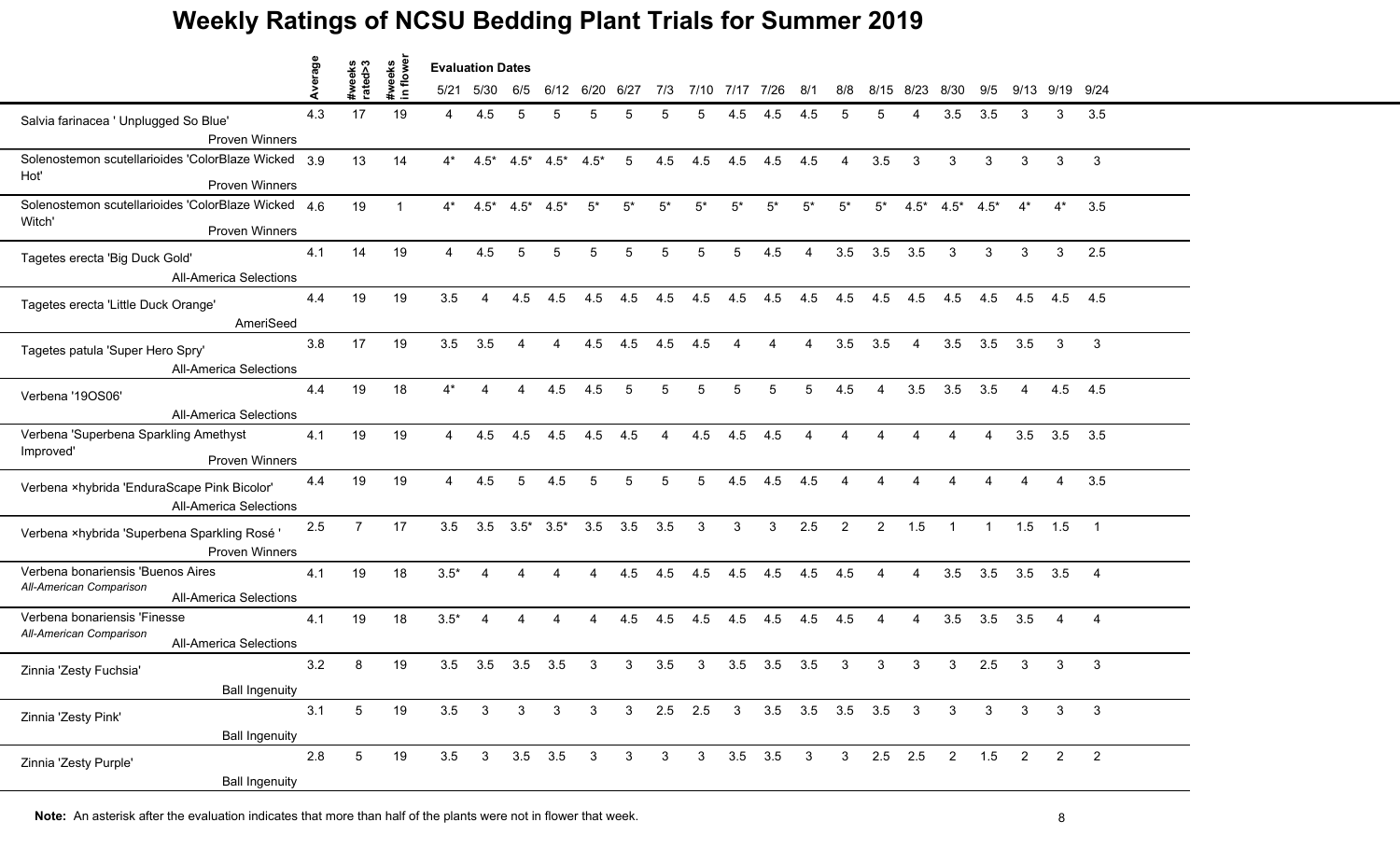# Weekly Ratings of NCSU Bedding Plant Trials for Summer 2019

| | Average | #weeks rated>3 | #weeks in flower | 5/21 | 5/30 | 6/5 | 6/12 | 6/20 | 6/27 | 7/3 | 7/10 | 7/17 | 7/26 | 8/1 | 8/8 | 8/15 | 8/23 | 8/30 | 9/5 | 9/13 | 9/19 | 9/24 |
|---|---|---|---|---|---|---|---|---|---|---|---|---|---|---|---|---|---|---|---|---|---|---|
| Salvia farinacea ' Unplugged So Blue' Proven Winners | 4.3 | 17 | 19 | 4 | 4.5 | 5 | 5 | 5 | 5 | 5 | 5 | 4.5 | 4.5 | 4.5 | 5 | 5 | 4 | 3.5 | 3.5 | 3 | 3 | 3.5 |
| Solenostemon scutellarioides 'ColorBlaze Wicked Hot' Proven Winners | 3.9 | 13 | 14 | 4* | 4.5* | 4.5* | 4.5* | 4.5* | 5 | 4.5 | 4.5 | 4.5 | 4.5 | 4.5 | 4 | 3.5 | 3 | 3 | 3 | 3 | 3 | 3 |
| Solenostemon scutellarioides 'ColorBlaze Wicked Witch' Proven Winners | 4.6 | 19 | 1 | 4* | 4.5* | 4.5* | 4.5* | 5* | 5* | 5* | 5* | 5* | 5* | 5* | 5* | 5* | 4.5* | 4.5* | 4.5* | 4* | 4* | 3.5 |
| Tagetes erecta 'Big Duck Gold' All-America Selections | 4.1 | 14 | 19 | 4 | 4.5 | 5 | 5 | 5 | 5 | 5 | 5 | 5 | 4.5 | 4 | 3.5 | 3.5 | 3.5 | 3 | 3 | 3 | 3 | 2.5 |
| Tagetes erecta 'Little Duck Orange' AmeriSeed | 4.4 | 19 | 19 | 3.5 | 4 | 4.5 | 4.5 | 4.5 | 4.5 | 4.5 | 4.5 | 4.5 | 4.5 | 4.5 | 4.5 | 4.5 | 4.5 | 4.5 | 4.5 | 4.5 | 4.5 | 4.5 |
| Tagetes patula 'Super Hero Spry' All-America Selections | 3.8 | 17 | 19 | 3.5 | 3.5 | 4 | 4 | 4.5 | 4.5 | 4.5 | 4.5 | 4 | 4 | 4 | 3.5 | 3.5 | 4 | 3.5 | 3.5 | 3.5 | 3 | 3 |
| Verbena '19OS06' All-America Selections | 4.4 | 19 | 18 | 4* | 4 | 4 | 4.5 | 4.5 | 5 | 5 | 5 | 5 | 5 | 5 | 4.5 | 4 | 3.5 | 3.5 | 3.5 | 4 | 4.5 | 4.5 |
| Verbena 'Superbena Sparkling Amethyst Improved' Proven Winners | 4.1 | 19 | 19 | 4 | 4.5 | 4.5 | 4.5 | 4.5 | 4.5 | 4 | 4.5 | 4.5 | 4.5 | 4 | 4 | 4 | 4 | 4 | 4 | 3.5 | 3.5 | 3.5 |
| Verbena ×hybrida 'EnduraScape Pink Bicolor' All-America Selections | 4.4 | 19 | 19 | 4 | 4.5 | 5 | 4.5 | 5 | 5 | 5 | 5 | 4.5 | 4.5 | 4.5 | 4 | 4 | 4 | 4 | 4 | 4 | 4 | 3.5 |
| Verbena ×hybrida 'Superbena Sparkling Rosé ' Proven Winners | 2.5 | 7 | 17 | 3.5 | 3.5 | 3.5* | 3.5* | 3.5 | 3.5 | 3.5 | 3 | 3 | 3 | 2.5 | 2 | 2 | 1.5 | 1 | 1 | 1.5 | 1.5 | 1 |
| Verbena bonariensis 'Buenos Aires *All-American Comparison* All-America Selections | 4.1 | 19 | 18 | 3.5* | 4 | 4 | 4 | 4 | 4.5 | 4.5 | 4.5 | 4.5 | 4.5 | 4.5 | 4.5 | 4 | 4 | 3.5 | 3.5 | 3.5 | 3.5 | 4 |
| Verbena bonariensis 'Finesse *All-American Comparison* All-America Selections | 4.1 | 19 | 18 | 3.5* | 4 | 4 | 4 | 4 | 4.5 | 4.5 | 4.5 | 4.5 | 4.5 | 4.5 | 4.5 | 4 | 4 | 3.5 | 3.5 | 3.5 | 4 | 4 |
| Zinnia 'Zesty Fuchsia' Ball Ingenuity | 3.2 | 8 | 19 | 3.5 | 3.5 | 3.5 | 3.5 | 3 | 3 | 3.5 | 3 | 3.5 | 3.5 | 3.5 | 3 | 3 | 3 | 3 | 2.5 | 3 | 3 | 3 |
| Zinnia 'Zesty Pink' Ball Ingenuity | 3.1 | 5 | 19 | 3.5 | 3 | 3 | 3 | 3 | 3 | 2.5 | 2.5 | 3 | 3.5 | 3.5 | 3.5 | 3.5 | 3 | 3 | 3 | 3 | 3 | 3 |
| Zinnia 'Zesty Purple' Ball Ingenuity | 2.8 | 5 | 19 | 3.5 | 3 | 3.5 | 3.5 | 3 | 3 | 3 | 3 | 3.5 | 3.5 | 3 | 3 | 2.5 | 2.5 | 2 | 1.5 | 2 | 2 | 2 |

**Note:** An asterisk after the evaluation indicates that more than half of the plants were not in flower that week.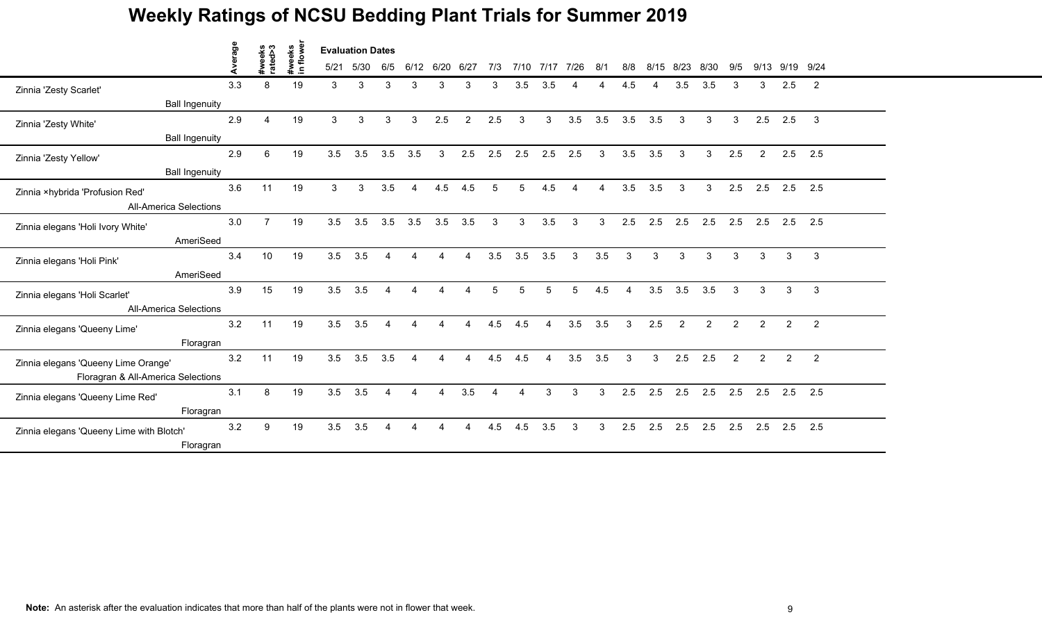# Weekly Ratings of NCSU Bedding Plant Trials for Summer 2019

| | Average | #weeks rated>3 | #weeks in flower | 5/21 | 5/30 | 6/5 | 6/12 | 6/20 | 6/27 | 7/3 | 7/10 | 7/17 | 7/26 | 8/1 | 8/8 | 8/15 | 8/23 | 8/30 | 9/5 | 9/13 | 9/19 | 9/24 |
|---|---|---|---|---|---|---|---|---|---|---|---|---|---|---|---|---|---|---|---|---|---|---|
| | | | | **Evaluation Dates** | | | | | | | | | | | | | | | | | | |
| Zinnia 'Zesty Scarlet' Ball Ingenuity | 3.3 | 8 | 19 | 3 | 3 | 3 | 3 | 3 | 3 | 3 | 3.5 | 3.5 | 4 | 4 | 4.5 | 4 | 3.5 | 3.5 | 3 | 3 | 2.5 | 2 |
| Zinnia 'Zesty White' Ball Ingenuity | 2.9 | 4 | 19 | 3 | 3 | 3 | 3 | 2.5 | 2 | 2.5 | 3 | 3 | 3.5 | 3.5 | 3.5 | 3.5 | 3 | 3 | 3 | 2.5 | 2.5 | 3 |
| Zinnia 'Zesty Yellow' Ball Ingenuity | 2.9 | 6 | 19 | 3.5 | 3.5 | 3.5 | 3.5 | 3 | 2.5 | 2.5 | 2.5 | 2.5 | 2.5 | 3 | 3.5 | 3.5 | 3 | 3 | 2.5 | 2 | 2.5 | 2.5 |
| Zinnia ×hybrida 'Profusion Red' All-America Selections | 3.6 | 11 | 19 | 3 | 3 | 3.5 | 4 | 4.5 | 4.5 | 5 | 5 | 4.5 | 4 | 4 | 3.5 | 3.5 | 3 | 3 | 2.5 | 2.5 | 2.5 | 2.5 |
| Zinnia elegans 'Holi Ivory White' AmeriSeed | 3.0 | 7 | 19 | 3.5 | 3.5 | 3.5 | 3.5 | 3.5 | 3.5 | 3 | 3 | 3.5 | 3 | 3 | 2.5 | 2.5 | 2.5 | 2.5 | 2.5 | 2.5 | 2.5 | 2.5 |
| Zinnia elegans 'Holi Pink' AmeriSeed | 3.4 | 10 | 19 | 3.5 | 3.5 | 4 | 4 | 4 | 4 | 3.5 | 3.5 | 3.5 | 3 | 3.5 | 3 | 3 | 3 | 3 | 3 | 3 | 3 | 3 |
| Zinnia elegans 'Holi Scarlet' All-America Selections | 3.9 | 15 | 19 | 3.5 | 3.5 | 4 | 4 | 4 | 4 | 5 | 5 | 5 | 5 | 4.5 | 4 | 3.5 | 3.5 | 3.5 | 3 | 3 | 3 | 3 |
| Zinnia elegans 'Queeny Lime' Floragran | 3.2 | 11 | 19 | 3.5 | 3.5 | 4 | 4 | 4 | 4 | 4.5 | 4.5 | 4 | 3.5 | 3.5 | 3 | 2.5 | 2 | 2 | 2 | 2 | 2 | 2 |
| Zinnia elegans 'Queeny Lime Orange' Floragran & All-America Selections | 3.2 | 11 | 19 | 3.5 | 3.5 | 3.5 | 4 | 4 | 4 | 4.5 | 4.5 | 4 | 3.5 | 3.5 | 3 | 3 | 2.5 | 2.5 | 2 | 2 | 2 | 2 |
| Zinnia elegans 'Queeny Lime Red' Floragran | 3.1 | 8 | 19 | 3.5 | 3.5 | 4 | 4 | 4 | 3.5 | 4 | 4 | 3 | 3 | 3 | 2.5 | 2.5 | 2.5 | 2.5 | 2.5 | 2.5 | 2.5 | 2.5 |
| Zinnia elegans 'Queeny Lime with Blotch' Floragran | 3.2 | 9 | 19 | 3.5 | 3.5 | 4 | 4 | 4 | 4 | 4.5 | 4.5 | 3.5 | 3 | 3 | 2.5 | 2.5 | 2.5 | 2.5 | 2.5 | 2.5 | 2.5 | 2.5 |

**Note:** An asterisk after the evaluation indicates that more than half of the plants were not in flower that week.